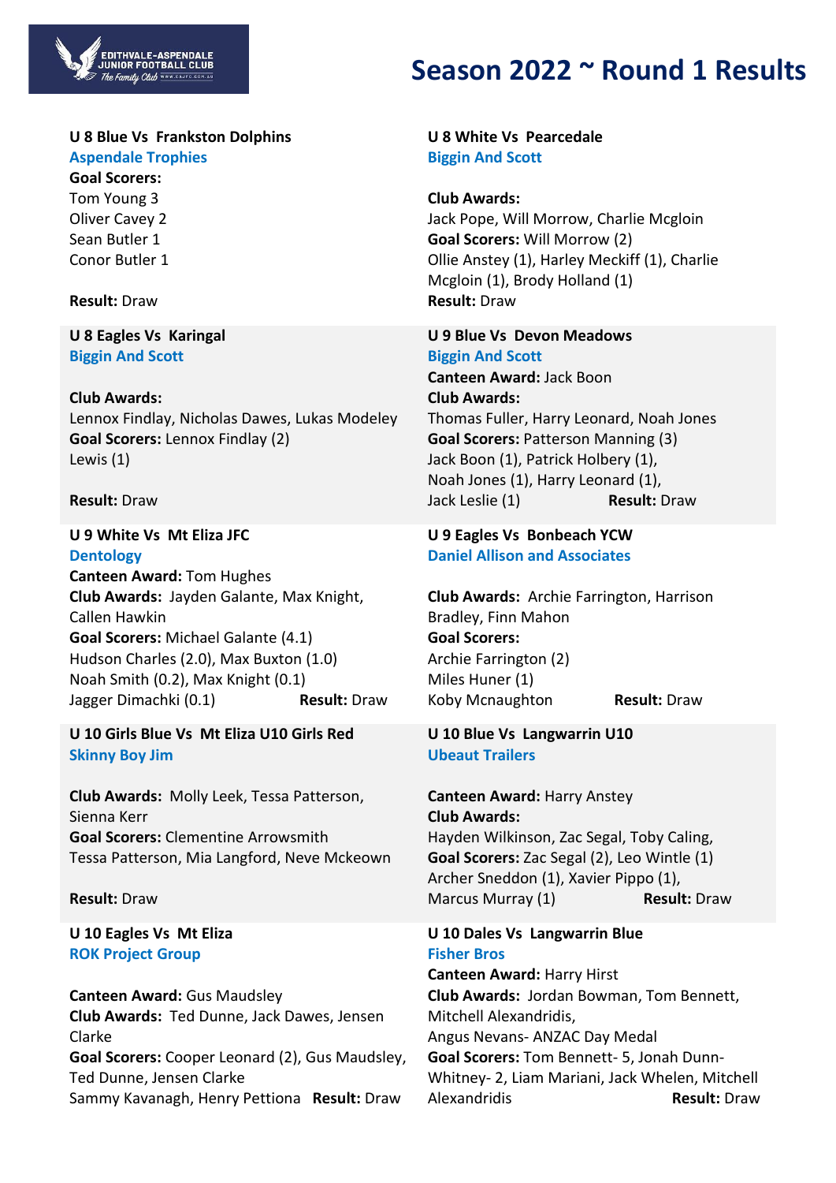# Season 2022 ~ Round 1 Results

**U 8 Blue Vs Frankston Dolphins**
**Aspendale Trophies**
**Goal Scorers:**
Tom Young 3
Oliver Cavey 2
Sean Butler 1
Conor Butler 1

**Result:** Draw

**U 8 White Vs Pearcedale**
**Biggin And Scott**

**Club Awards:**
Jack Pope, Will Morrow, Charlie Mcgloin
**Goal Scorers:** Will Morrow (2)
Ollie Anstey (1), Harley Meckiff (1), Charlie Mcgloin (1), Brody Holland (1)
**Result:** Draw

**U 8 Eagles Vs Karingal**
**Biggin And Scott**

**Club Awards:**
Lennox Findlay, Nicholas Dawes, Lukas Modeley
**Goal Scorers:** Lennox Findlay (2)
Lewis (1)

**Result:** Draw

**U 9 Blue Vs Devon Meadows**
**Biggin And Scott**
**Canteen Award:** Jack Boon
**Club Awards:**
Thomas Fuller, Harry Leonard, Noah Jones
**Goal Scorers:** Patterson Manning (3)
Jack Boon (1), Patrick Holbery (1),
Noah Jones (1), Harry Leonard (1),
Jack Leslie (1) **Result:** Draw

**U 9 White Vs Mt Eliza JFC**
**Dentology**
**Canteen Award:** Tom Hughes
**Club Awards:** Jayden Galante, Max Knight, Callen Hawkin
**Goal Scorers:** Michael Galante (4.1)
Hudson Charles (2.0), Max Buxton (1.0)
Noah Smith (0.2), Max Knight (0.1)
Jagger Dimachki (0.1) **Result:** Draw

**U 9 Eagles Vs Bonbeach YCW**
**Daniel Allison and Associates**

**Club Awards:** Archie Farrington, Harrison Bradley, Finn Mahon
**Goal Scorers:**
Archie Farrington (2)
Miles Huner (1)
Koby Mcnaughton **Result:** Draw

**U 10 Girls Blue Vs Mt Eliza U10 Girls Red**
**Skinny Boy Jim**

**Club Awards:** Molly Leek, Tessa Patterson, Sienna Kerr
**Goal Scorers:** Clementine Arrowsmith
Tessa Patterson, Mia Langford, Neve Mckeown

**Result:** Draw

**U 10 Blue Vs Langwarrin U10**
**Ubeaut Trailers**

**Canteen Award:** Harry Anstey
**Club Awards:**
Hayden Wilkinson, Zac Segal, Toby Caling,
**Goal Scorers:** Zac Segal (2), Leo Wintle (1)
Archer Sneddon (1), Xavier Pippo (1),
Marcus Murray (1) **Result:** Draw

**U 10 Eagles Vs Mt Eliza**
**ROK Project Group**

**Canteen Award:** Gus Maudsley
**Club Awards:** Ted Dunne, Jack Dawes, Jensen Clarke
**Goal Scorers:** Cooper Leonard (2), Gus Maudsley, Ted Dunne, Jensen Clarke
Sammy Kavanagh, Henry Pettiona **Result:** Draw

**U 10 Dales Vs Langwarrin Blue**
**Fisher Bros**
**Canteen Award:** Harry Hirst
**Club Awards:** Jordan Bowman, Tom Bennett, Mitchell Alexandridis,
Angus Nevans- ANZAC Day Medal
**Goal Scorers:** Tom Bennett- 5, Jonah Dunn-Whitney- 2, Liam Mariani, Jack Whelen, Mitchell Alexandridis **Result:** Draw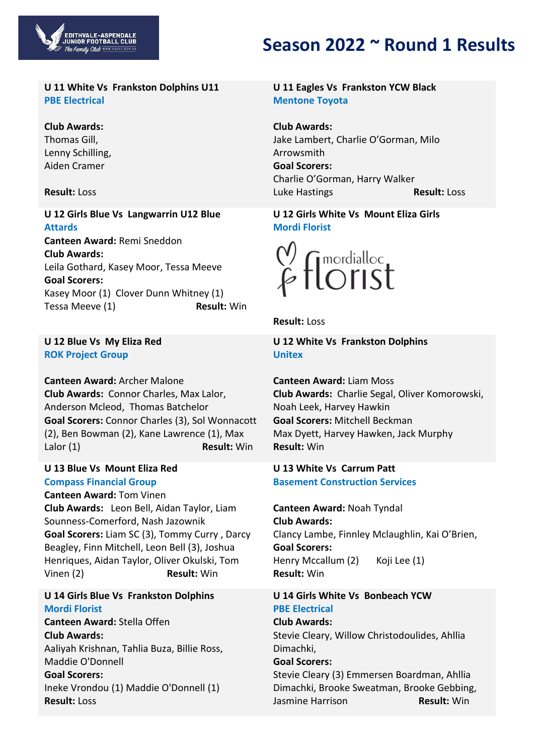# Season 2022 ~ Round 1 Results

### U 11 White Vs Frankston Dolphins U11

**PBE Electrical**

**Club Awards:**
Thomas Gill,
Lenny Schilling,
Aiden Cramer

**Result:** Loss

### U 11 Eagles Vs Frankston YCW Black

**Mentone Toyota**

**Club Awards:**
Jake Lambert, Charlie O'Gorman, Milo Arrowsmith
**Goal Scorers:**
Charlie O'Gorman, Harry Walker
Luke Hastings

**Result:** Loss

### U 12 Girls Blue Vs Langwarrin U12 Blue

**Attards**

**Canteen Award:** Remi Sneddon
**Club Awards:**
Leila Gothard, Kasey Moor, Tessa Meeve
**Goal Scorers:**
Kasey Moor (1) Clover Dunn Whitney (1)
Tessa Meeve (1)

**Result:** Win

### U 12 Girls White Vs Mount Eliza Girls

**Mordi Florist**

mordialloc florist

**Result:** Loss

### U 12 Blue Vs My Eliza Red

**ROK Project Group**

**Canteen Award:** Archer Malone
**Club Awards:** Connor Charles, Max Lalor, Anderson Mcleod, Thomas Batchelor
**Goal Scorers:** Connor Charles (3), Sol Wonnacott (2), Ben Bowman (2), Kane Lawrence (1), Max Lalor (1)

**Result:** Win

### U 12 White Vs Frankston Dolphins

**Unitex**

**Canteen Award:** Liam Moss
**Club Awards:** Charlie Segal, Oliver Komorowski, Noah Leek, Harvey Hawkin
**Goal Scorers:** Mitchell Beckman
Max Dyett, Harvey Hawken, Jack Murphy

**Result:** Win

### U 13 Blue Vs Mount Eliza Red

**Compass Financial Group**

**Canteen Award:** Tom Vinen
**Club Awards:** Leon Bell, Aidan Taylor, Liam Sounness-Comerford, Nash Jazownik
**Goal Scorers:** Liam SC (3), Tommy Curry , Darcy Beagley, Finn Mitchell, Leon Bell (3), Joshua Henriques, Aidan Taylor, Oliver Okulski, Tom Vinen (2)

**Result:** Win

### U 13 White Vs Carrum Patt

**Basement Construction Services**

**Canteen Award:** Noah Tyndal
**Club Awards:**
Clancy Lambe, Finnley Mclaughlin, Kai O'Brien,
**Goal Scorers:**
Henry Mccallum (2) Koji Lee (1)

**Result:** Win

### U 14 Girls Blue Vs Frankston Dolphins

**Mordi Florist**

**Canteen Award:** Stella Offen
**Club Awards:**
Aaliyah Krishnan, Tahlia Buza, Billie Ross, Maddie O'Donnell
**Goal Scorers:**
Ineke Vrondou (1) Maddie O'Donnell (1)

**Result:** Loss

### U 14 Girls White Vs Bonbeach YCW

**PBE Electrical**

**Club Awards:**
Stevie Cleary, Willow Christodoulides, Ahllia Dimachki,
**Goal Scorers:**
Stevie Cleary (3) Emmersen Boardman, Ahllia Dimachki, Brooke Sweatman, Brooke Gebbing, Jasmine Harrison

**Result:** Win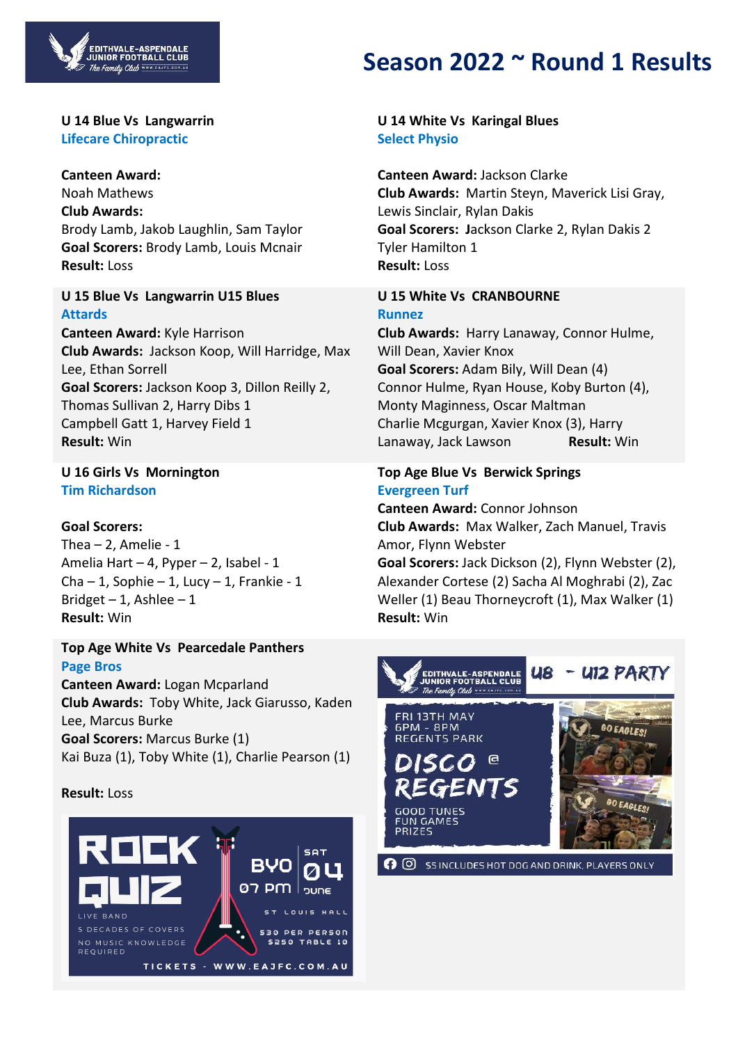# Season 2022 ~ Round 1 Results

EDITHVALE-ASPENDALE JUNIOR FOOTBALL CLUB
The Family Club

### U 14 Blue Vs Langwarrin

**Lifecare Chiropractic**

**Canteen Award:**
Noah Mathews
**Club Awards:**
Brody Lamb, Jakob Laughlin, Sam Taylor
**Goal Scorers:** Brody Lamb, Louis Mcnair
**Result:** Loss

### U 14 White Vs Karingal Blues

**Select Physio**

**Canteen Award:** Jackson Clarke
**Club Awards:** Martin Steyn, Maverick Lisi Gray, Lewis Sinclair, Rylan Dakis
**Goal Scorers:** Jackson Clarke 2, Rylan Dakis 2
Tyler Hamilton 1
**Result:** Loss

### U 15 Blue Vs Langwarrin U15 Blues

**Attards**

**Canteen Award:** Kyle Harrison
**Club Awards:** Jackson Koop, Will Harridge, Max Lee, Ethan Sorrell
**Goal Scorers:** Jackson Koop 3, Dillon Reilly 2, Thomas Sullivan 2, Harry Dibs 1
Campbell Gatt 1, Harvey Field 1
**Result:** Win

### U 15 White Vs CRANBOURNE

**Runnez**

**Club Awards:** Harry Lanaway, Connor Hulme, Will Dean, Xavier Knox
**Goal Scorers:** Adam Bily, Will Dean (4)
Connor Hulme, Ryan House, Koby Burton (4),
Monty Maginness, Oscar Maltman
Charlie Mcgurgan, Xavier Knox (3), Harry Lanaway, Jack Lawson
**Result:** Win

### U 16 Girls Vs Mornington

**Tim Richardson**

**Goal Scorers:**
Thea – 2, Amelie - 1
Amelia Hart – 4, Pyper – 2, Isabel - 1
Cha – 1, Sophie – 1, Lucy – 1, Frankie - 1
Bridget – 1, Ashlee – 1
**Result:** Win

### Top Age Blue Vs Berwick Springs

**Evergreen Turf**

**Canteen Award:** Connor Johnson
**Club Awards:** Max Walker, Zach Manuel, Travis Amor, Flynn Webster
**Goal Scorers:** Jack Dickson (2), Flynn Webster (2), Alexander Cortese (2) Sacha Al Moghrabi (2), Zac Weller (1) Beau Thorneycroft (1), Max Walker (1)
**Result:** Win

### Top Age White Vs Pearcedale Panthers

**Page Bros**

**Canteen Award:** Logan Mcparland
**Club Awards:** Toby White, Jack Giarusso, Kaden Lee, Marcus Burke
**Goal Scorers:** Marcus Burke (1)
Kai Buza (1), Toby White (1), Charlie Pearson (1)

**Result:** Loss

ROCK QUIZ
LIVE BAND
5 DECADES OF COVERS
NO MUSIC KNOWLEDGE REQUIRED
BYO
07 PM
SAT 04 JUNE
ST LOUIS HALL
$30 PER PERSON
$250 TABLE 10
TICKETS - WWW.EAJFC.COM.AU

EDITHVALE-ASPENDALE JUNIOR FOOTBALL CLUB
U8 - U12 PARTY
FRI 13TH MAY
6PM - 8PM
REGENTS PARK
DISCO @ REGENTS
GOOD TUNES
FUN GAMES
PRIZES
GO EAGLES!
$5 INCLUDES HOT DOG AND DRINK, PLAYERS ONLY